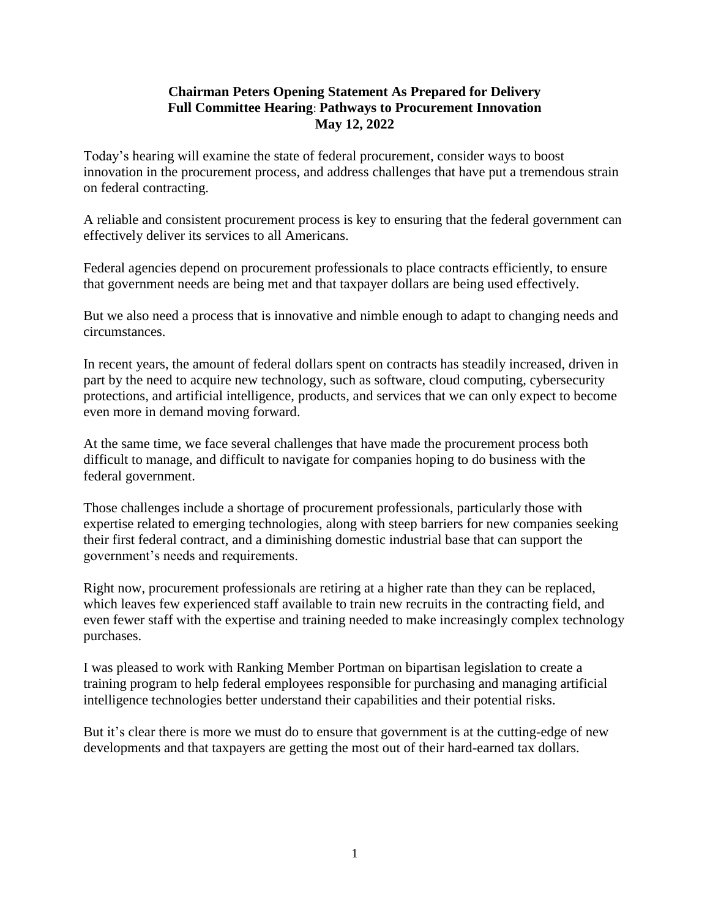**Chairman Peters Opening Statement As Prepared for Delivery**
**Full Committee Hearing: Pathways to Procurement Innovation**
**May 12, 2022**

Today's hearing will examine the state of federal procurement, consider ways to boost innovation in the procurement process, and address challenges that have put a tremendous strain on federal contracting.

A reliable and consistent procurement process is key to ensuring that the federal government can effectively deliver its services to all Americans.

Federal agencies depend on procurement professionals to place contracts efficiently, to ensure that government needs are being met and that taxpayer dollars are being used effectively.

But we also need a process that is innovative and nimble enough to adapt to changing needs and circumstances.

In recent years, the amount of federal dollars spent on contracts has steadily increased, driven in part by the need to acquire new technology, such as software, cloud computing, cybersecurity protections, and artificial intelligence, products, and services that we can only expect to become even more in demand moving forward.

At the same time, we face several challenges that have made the procurement process both difficult to manage, and difficult to navigate for companies hoping to do business with the federal government.

Those challenges include a shortage of procurement professionals, particularly those with expertise related to emerging technologies, along with steep barriers for new companies seeking their first federal contract, and a diminishing domestic industrial base that can support the government's needs and requirements.

Right now, procurement professionals are retiring at a higher rate than they can be replaced, which leaves few experienced staff available to train new recruits in the contracting field, and even fewer staff with the expertise and training needed to make increasingly complex technology purchases.

I was pleased to work with Ranking Member Portman on bipartisan legislation to create a training program to help federal employees responsible for purchasing and managing artificial intelligence technologies better understand their capabilities and their potential risks.

But it's clear there is more we must do to ensure that government is at the cutting-edge of new developments and that taxpayers are getting the most out of their hard-earned tax dollars.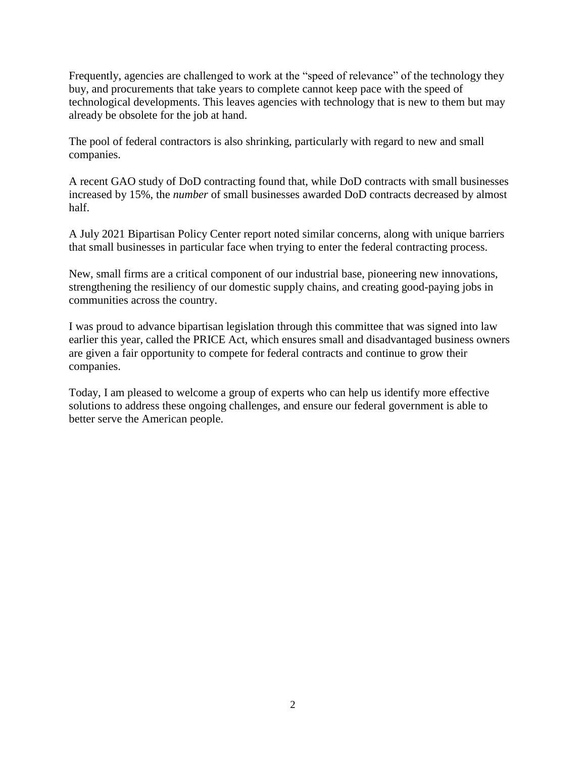Frequently, agencies are challenged to work at the "speed of relevance" of the technology they buy, and procurements that take years to complete cannot keep pace with the speed of technological developments. This leaves agencies with technology that is new to them but may already be obsolete for the job at hand.

The pool of federal contractors is also shrinking, particularly with regard to new and small companies.

A recent GAO study of DoD contracting found that, while DoD contracts with small businesses increased by 15%, the *number* of small businesses awarded DoD contracts decreased by almost half.

A July 2021 Bipartisan Policy Center report noted similar concerns, along with unique barriers that small businesses in particular face when trying to enter the federal contracting process.

New, small firms are a critical component of our industrial base, pioneering new innovations, strengthening the resiliency of our domestic supply chains, and creating good-paying jobs in communities across the country.

I was proud to advance bipartisan legislation through this committee that was signed into law earlier this year, called the PRICE Act, which ensures small and disadvantaged business owners are given a fair opportunity to compete for federal contracts and continue to grow their companies.

Today, I am pleased to welcome a group of experts who can help us identify more effective solutions to address these ongoing challenges, and ensure our federal government is able to better serve the American people.